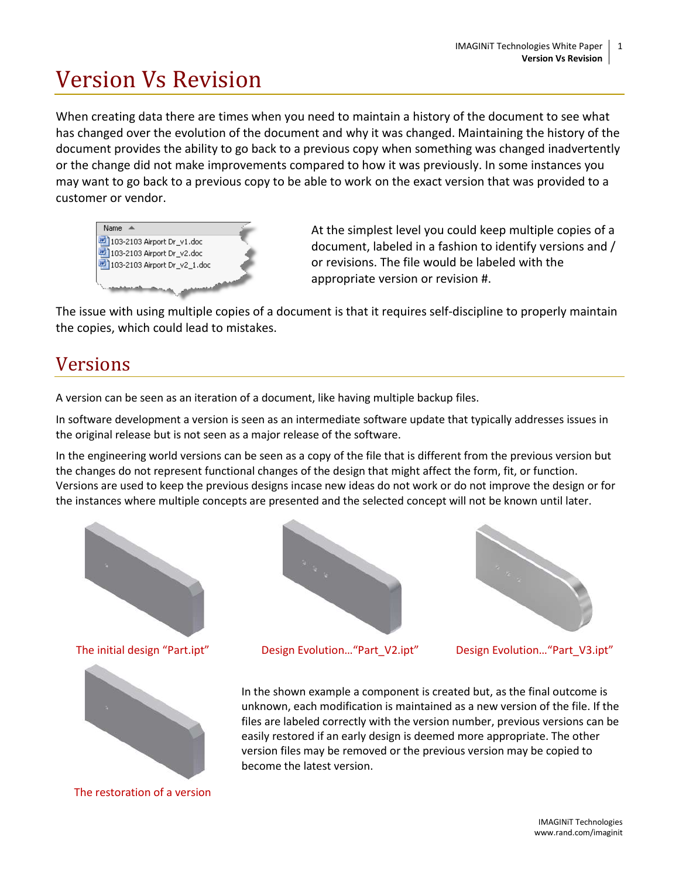# Version Vs Revision

When creating data there are times when you need to maintain a history of the document to see what has changed over the evolution of the document and why it was changed. Maintaining the history of the document provides the ability to go back to a previous copy when something was changed inadvertently or the change did not make improvements compared to how it was previously. In some instances you may want to go back to a previous copy to be able to work on the exact version that was provided to a customer or vendor.

At the simplest level you could keep multiple copies of a document, labeled in a fashion to identify versions and / or revisions. The file would be labeled with the appropriate version or revision #.

The issue with using multiple copies of a document is that it requires self-discipline to properly maintain the copies, which could lead to mistakes.

## Versions

A version can be seen as an iteration of a document, like having multiple backup files.

In software development a version is seen as an intermediate software update that typically addresses issues in the original release but is not seen as a major release of the software.

In the engineering world versions can be seen as a copy of the file that is different from the previous version but the changes do not represent functional changes of the design that might affect the form, fit, or function. Versions are used to keep the previous designs incase new ideas do not work or do not improve the design or for the instances where multiple concepts are presented and the selected concept will not be known until later.

The initial design "Part.ipt"

Design Evolution…"Part_V2.ipt"

Design Evolution…"Part_V3.ipt"

The restoration of a version

In the shown example a component is created but, as the final outcome is unknown, each modification is maintained as a new version of the file. If the files are labeled correctly with the version number, previous versions can be easily restored if an early design is deemed more appropriate. The other version files may be removed or the previous version may be copied to become the latest version.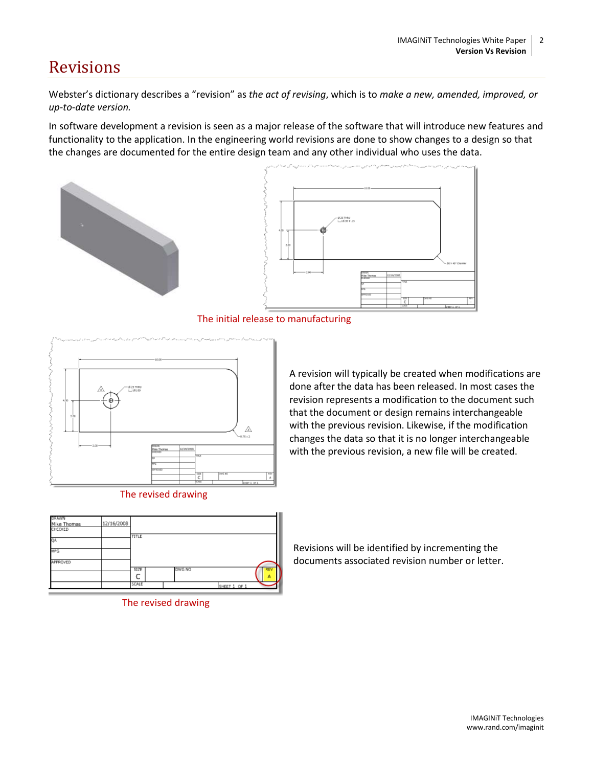# Revisions

Webster's dictionary describes a "revision" as *the act of revising*, which is to *make a new, amended, improved, or up-to-date version.*

In software development a revision is seen as a major release of the software that will introduce new features and functionality to the application. In the engineering world revisions are done to show changes to a design so that the changes are documented for the entire design team and any other individual who uses the data.

The initial release to manufacturing

A revision will typically be created when modifications are done after the data has been released. In most cases the revision represents a modification to the document such that the document or design remains interchangeable with the previous revision. Likewise, if the modification changes the data so that it is no longer interchangeable with the previous revision, a new file will be created.

The revised drawing

Revisions will be identified by incrementing the documents associated revision number or letter.

The revised drawing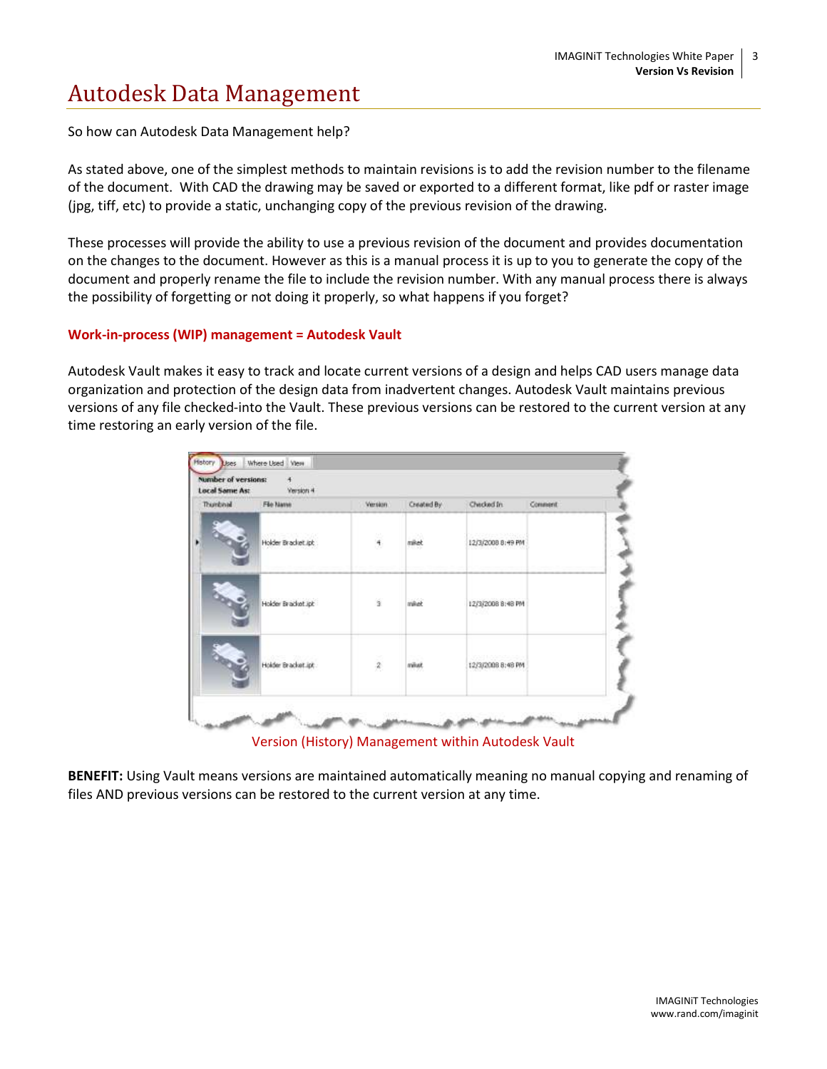# Autodesk Data Management

So how can Autodesk Data Management help?

As stated above, one of the simplest methods to maintain revisions is to add the revision number to the filename of the document. With CAD the drawing may be saved or exported to a different format, like pdf or raster image (jpg, tiff, etc) to provide a static, unchanging copy of the previous revision of the drawing.

These processes will provide the ability to use a previous revision of the document and provides documentation on the changes to the document. However as this is a manual process it is up to you to generate the copy of the document and properly rename the file to include the revision number. With any manual process there is always the possibility of forgetting or not doing it properly, so what happens if you forget?

**Work-in-process (WIP) management = Autodesk Vault**

Autodesk Vault makes it easy to track and locate current versions of a design and helps CAD users manage data organization and protection of the design data from inadvertent changes. Autodesk Vault maintains previous versions of any file checked-into the Vault. These previous versions can be restored to the current version at any time restoring an early version of the file.

Version (History) Management within Autodesk Vault

**BENEFIT:** Using Vault means versions are maintained automatically meaning no manual copying and renaming of files AND previous versions can be restored to the current version at any time.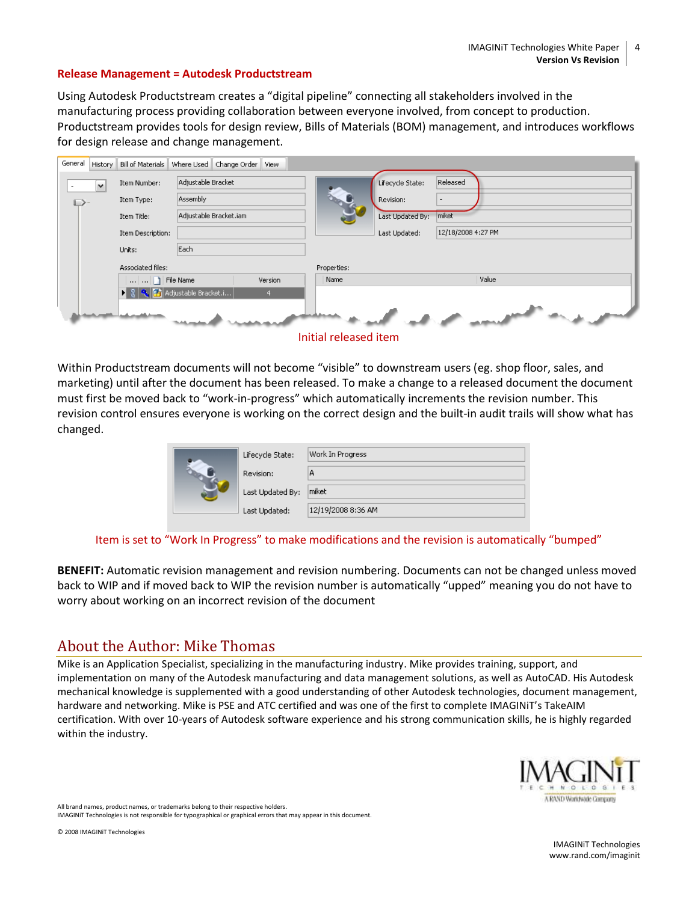## Release Management = Autodesk Productstream

Using Autodesk Productstream creates a "digital pipeline" connecting all stakeholders involved in the manufacturing process providing collaboration between everyone involved, from concept to production. Productstream provides tools for design review, Bills of Materials (BOM) management, and introduces workflows for design release and change management.

Initial released item

Within Productstream documents will not become "visible" to downstream users (eg. shop floor, sales, and marketing) until after the document has been released. To make a change to a released document the document must first be moved back to "work-in-progress" which automatically increments the revision number. This revision control ensures everyone is working on the correct design and the built-in audit trails will show what has changed.

Item is set to "Work In Progress" to make modifications and the revision is automatically "bumped"

**BENEFIT:** Automatic revision management and revision numbering. Documents can not be changed unless moved back to WIP and if moved back to WIP the revision number is automatically "upped" meaning you do not have to worry about working on an incorrect revision of the document

## About the Author: Mike Thomas

Mike is an Application Specialist, specializing in the manufacturing industry. Mike provides training, support, and implementation on many of the Autodesk manufacturing and data management solutions, as well as AutoCAD. His Autodesk mechanical knowledge is supplemented with a good understanding of other Autodesk technologies, document management, hardware and networking. Mike is PSE and ATC certified and was one of the first to complete IMAGINiT's TakeAIM certification. With over 10-years of Autodesk software experience and his strong communication skills, he is highly regarded within the industry.

All brand names, product names, or trademarks belong to their respective holders.
IMAGINiT Technologies is not responsible for typographical or graphical errors that may appear in this document.

© 2008 IMAGINiT Technologies

IMAGINiT Technologies
www.rand.com/imaginit